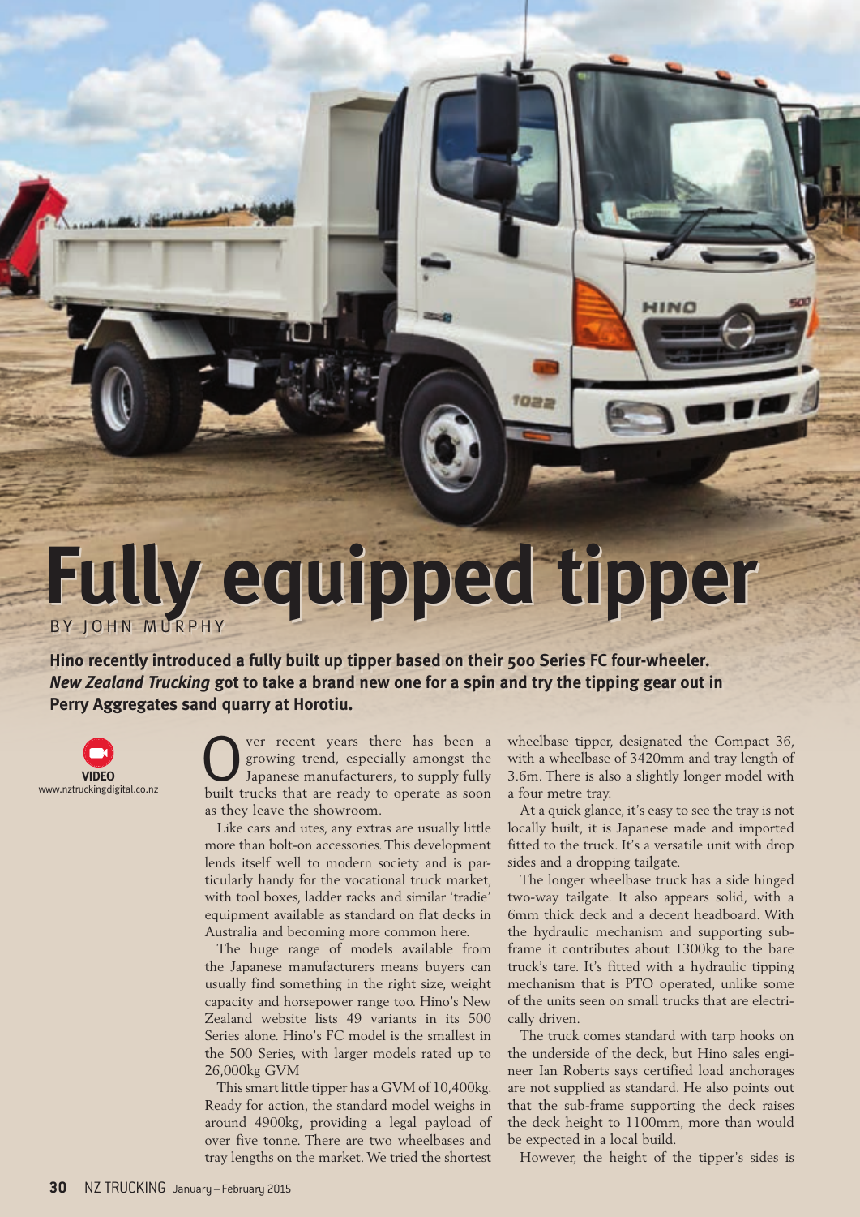# Fully equipped tipper

BY JOHN MURPHY

**Hino recently introduced a fully built up tipper based on their 500 Series FC four-wheeler. *New Zealand Trucking* got to take a brand new one for a spin and try the tipping gear out in Perry Aggregates sand quarry at Horotiu.**

**VIDEO**
www.nztruckingdigital.co.nz

Over recent years there has been a growing trend, especially amongst the Japanese manufacturers, to supply fully built trucks that are ready to operate as soon as they leave the showroom.

Like cars and utes, any extras are usually little more than bolt-on accessories. This development lends itself well to modern society and is particularly handy for the vocational truck market, with tool boxes, ladder racks and similar 'tradie' equipment available as standard on flat decks in Australia and becoming more common here.

The huge range of models available from the Japanese manufacturers means buyers can usually find something in the right size, weight capacity and horsepower range too. Hino's New Zealand website lists 49 variants in its 500 Series alone. Hino's FC model is the smallest in the 500 Series, with larger models rated up to 26,000kg GVM

This smart little tipper has a GVM of 10,400kg. Ready for action, the standard model weighs in around 4900kg, providing a legal payload of over five tonne. There are two wheelbases and tray lengths on the market. We tried the shortest wheelbase tipper, designated the Compact 36, with a wheelbase of 3420mm and tray length of 3.6m. There is also a slightly longer model with a four metre tray.

At a quick glance, it's easy to see the tray is not locally built, it is Japanese made and imported fitted to the truck. It's a versatile unit with drop sides and a dropping tailgate.

The longer wheelbase truck has a side hinged two-way tailgate. It also appears solid, with a 6mm thick deck and a decent headboard. With the hydraulic mechanism and supporting sub-frame it contributes about 1300kg to the bare truck's tare. It's fitted with a hydraulic tipping mechanism that is PTO operated, unlike some of the units seen on small trucks that are electrically driven.

The truck comes standard with tarp hooks on the underside of the deck, but Hino sales engineer Ian Roberts says certified load anchorages are not supplied as standard. He also points out that the sub-frame supporting the deck raises the deck height to 1100mm, more than would be expected in a local build.

However, the height of the tipper's sides is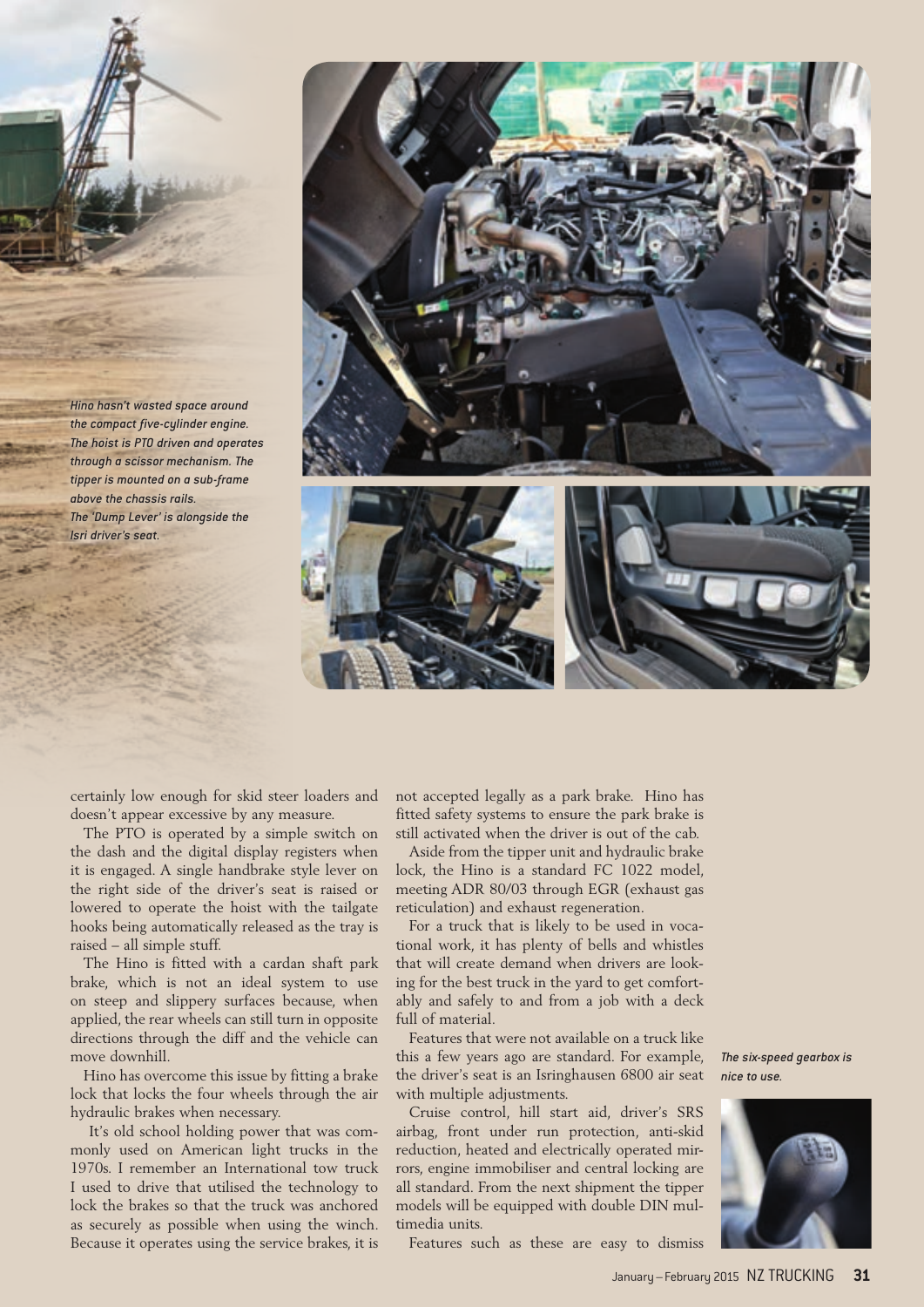*Hino hasn't wasted space around the compact five-cylinder engine. The hoist is PTO driven and operates through a scissor mechanism. The tipper is mounted on a sub-frame above the chassis rails. The 'Dump Lever' is alongside the Isri driver's seat.*

certainly low enough for skid steer loaders and doesn't appear excessive by any measure.

The PTO is operated by a simple switch on the dash and the digital display registers when it is engaged. A single handbrake style lever on the right side of the driver's seat is raised or lowered to operate the hoist with the tailgate hooks being automatically released as the tray is raised – all simple stuff.

The Hino is fitted with a cardan shaft park brake, which is not an ideal system to use on steep and slippery surfaces because, when applied, the rear wheels can still turn in opposite directions through the diff and the vehicle can move downhill.

Hino has overcome this issue by fitting a brake lock that locks the four wheels through the air hydraulic brakes when necessary.

It's old school holding power that was commonly used on American light trucks in the 1970s. I remember an International tow truck I used to drive that utilised the technology to lock the brakes so that the truck was anchored as securely as possible when using the winch. Because it operates using the service brakes, it is not accepted legally as a park brake. Hino has fitted safety systems to ensure the park brake is still activated when the driver is out of the cab.

Aside from the tipper unit and hydraulic brake lock, the Hino is a standard FC 1022 model, meeting ADR 80/03 through EGR (exhaust gas reticulation) and exhaust regeneration.

For a truck that is likely to be used in vocational work, it has plenty of bells and whistles that will create demand when drivers are looking for the best truck in the yard to get comfortably and safely to and from a job with a deck full of material.

Features that were not available on a truck like this a few years ago are standard. For example, the driver's seat is an Isringhausen 6800 air seat with multiple adjustments.

Cruise control, hill start aid, driver's SRS airbag, front under run protection, anti-skid reduction, heated and electrically operated mirrors, engine immobiliser and central locking are all standard. From the next shipment the tipper models will be equipped with double DIN multimedia units.

Features such as these are easy to dismiss

*The six-speed gearbox is nice to use.*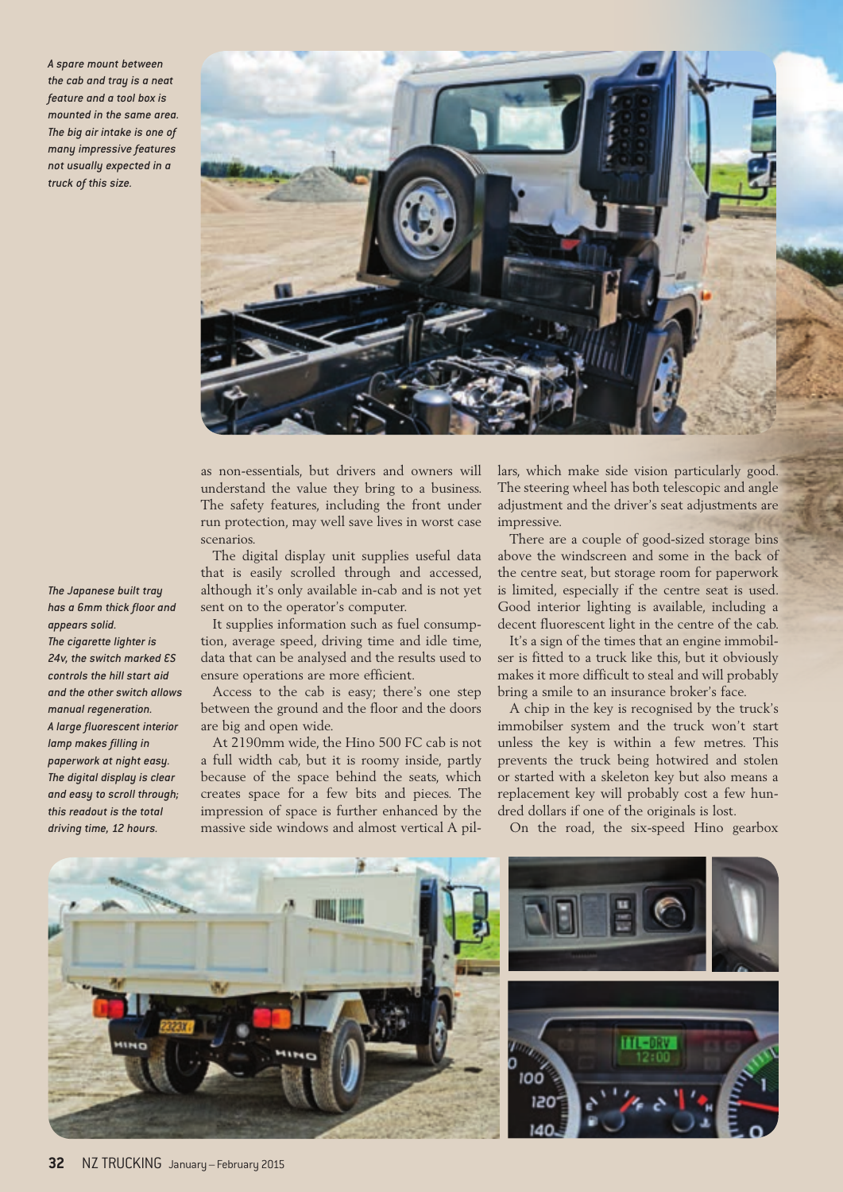*A spare mount between the cab and tray is a neat feature and a tool box is mounted in the same area. The big air intake is one of many impressive features not usually expected in a truck of this size.*

as non-essentials, but drivers and owners will understand the value they bring to a business. The safety features, including the front under run protection, may well save lives in worst case scenarios.

The digital display unit supplies useful data that is easily scrolled through and accessed, although it's only available in-cab and is not yet sent on to the operator's computer.

It supplies information such as fuel consumption, average speed, driving time and idle time, data that can be analysed and the results used to ensure operations are more efficient.

Access to the cab is easy; there's one step between the ground and the floor and the doors are big and open wide.

At 2190mm wide, the Hino 500 FC cab is not a full width cab, but it is roomy inside, partly because of the space behind the seats, which creates space for a few bits and pieces. The impression of space is further enhanced by the massive side windows and almost vertical A pillars, which make side vision particularly good. The steering wheel has both telescopic and angle adjustment and the driver's seat adjustments are impressive.

There are a couple of good-sized storage bins above the windscreen and some in the back of the centre seat, but storage room for paperwork is limited, especially if the centre seat is used. Good interior lighting is available, including a decent fluorescent light in the centre of the cab.

It's a sign of the times that an engine immobiliser is fitted to a truck like this, but it obviously makes it more difficult to steal and will probably bring a smile to an insurance broker's face.

A chip in the key is recognised by the truck's immobiliser system and the truck won't start unless the key is within a few metres. This prevents the truck being hotwired and stolen or started with a skeleton key but also means a replacement key will probably cost a few hundred dollars if one of the originals is lost.

On the road, the six-speed Hino gearbox

*The Japanese built tray has a 6mm thick floor and appears solid.*
*The cigarette lighter is 24v, the switch marked ES controls the hill start aid and the other switch allows manual regeneration.*
*A large fluorescent interior lamp makes filling in paperwork at night easy.*
*The digital display is clear and easy to scroll through; this readout is the total driving time, 12 hours.*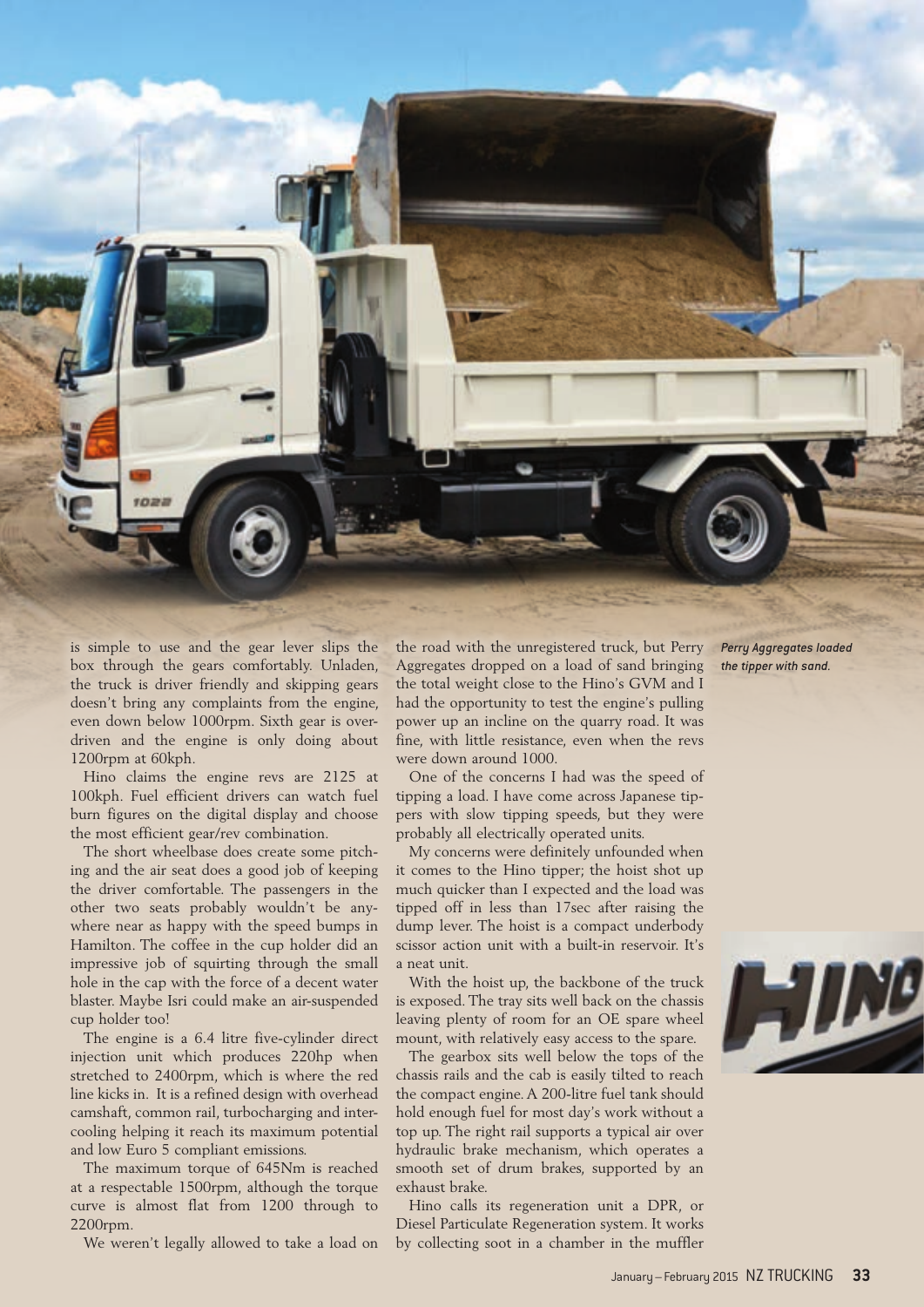is simple to use and the gear lever slips the box through the gears comfortably. Unladen, the truck is driver friendly and skipping gears doesn't bring any complaints from the engine, even down below 1000rpm. Sixth gear is overdriven and the engine is only doing about 1200rpm at 60kph.

Hino claims the engine revs are 2125 at 100kph. Fuel efficient drivers can watch fuel burn figures on the digital display and choose the most efficient gear/rev combination.

The short wheelbase does create some pitching and the air seat does a good job of keeping the driver comfortable. The passengers in the other two seats probably wouldn't be anywhere near as happy with the speed bumps in Hamilton. The coffee in the cup holder did an impressive job of squirting through the small hole in the cap with the force of a decent water blaster. Maybe Isri could make an air-suspended cup holder too!

The engine is a 6.4 litre five-cylinder direct injection unit which produces 220hp when stretched to 2400rpm, which is where the red line kicks in. It is a refined design with overhead camshaft, common rail, turbocharging and intercooling helping it reach its maximum potential and low Euro 5 compliant emissions.

The maximum torque of 645Nm is reached at a respectable 1500rpm, although the torque curve is almost flat from 1200 through to 2200rpm.

We weren't legally allowed to take a load on the road with the unregistered truck, but Perry Aggregates dropped on a load of sand bringing the total weight close to the Hino's GVM and I had the opportunity to test the engine's pulling power up an incline on the quarry road. It was fine, with little resistance, even when the revs were down around 1000.

One of the concerns I had was the speed of tipping a load. I have come across Japanese tippers with slow tipping speeds, but they were probably all electrically operated units.

My concerns were definitely unfounded when it comes to the Hino tipper; the hoist shot up much quicker than I expected and the load was tipped off in less than 17sec after raising the dump lever. The hoist is a compact underbody scissor action unit with a built-in reservoir. It's a neat unit.

With the hoist up, the backbone of the truck is exposed. The tray sits well back on the chassis leaving plenty of room for an OE spare wheel mount, with relatively easy access to the spare.

The gearbox sits well below the tops of the chassis rails and the cab is easily tilted to reach the compact engine. A 200-litre fuel tank should hold enough fuel for most day's work without a top up. The right rail supports a typical air over hydraulic brake mechanism, which operates a smooth set of drum brakes, supported by an exhaust brake.

Hino calls its regeneration unit a DPR, or Diesel Particulate Regeneration system. It works by collecting soot in a chamber in the muffler

*Perry Aggregates loaded the tipper with sand.*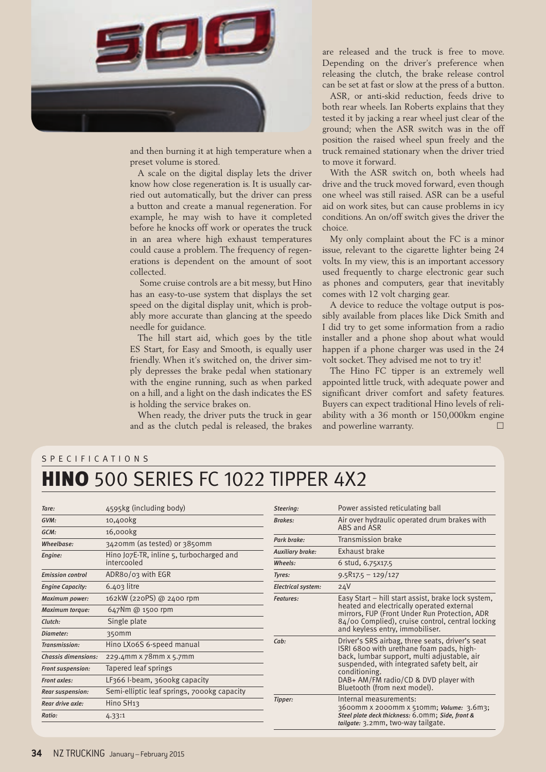and then burning it at high temperature when a preset volume is stored.

A scale on the digital display lets the driver know how close regeneration is. It is usually carried out automatically, but the driver can press a button and create a manual regeneration. For example, he may wish to have it completed before he knocks off work or operates the truck in an area where high exhaust temperatures could cause a problem. The frequency of regenerations is dependent on the amount of soot collected.

Some cruise controls are a bit messy, but Hino has an easy-to-use system that displays the set speed on the digital display unit, which is probably more accurate than glancing at the speedo needle for guidance.

The hill start aid, which goes by the title ES Start, for Easy and Smooth, is equally user friendly. When it's switched on, the driver simply depresses the brake pedal when stationary with the engine running, such as when parked on a hill, and a light on the dash indicates the ES is holding the service brakes on.

When ready, the driver puts the truck in gear and as the clutch pedal is released, the brakes are released and the truck is free to move. Depending on the driver's preference when releasing the clutch, the brake release control can be set at fast or slow at the press of a button.

ASR, or anti-skid reduction, feeds drive to both rear wheels. Ian Roberts explains that they tested it by jacking a rear wheel just clear of the ground; when the ASR switch was in the off position the raised wheel spun freely and the truck remained stationary when the driver tried to move it forward.

With the ASR switch on, both wheels had drive and the truck moved forward, even though one wheel was still raised. ASR can be a useful aid on work sites, but can cause problems in icy conditions. An on/off switch gives the driver the choice.

My only complaint about the FC is a minor issue, relevant to the cigarette lighter being 24 volts. In my view, this is an important accessory used frequently to charge electronic gear such as phones and computers, gear that inevitably comes with 12 volt charging gear.

A device to reduce the voltage output is possibly available from places like Dick Smith and I did try to get some information from a radio installer and a phone shop about what would happen if a phone charger was used in the 24 volt socket. They advised me not to try it!

The Hino FC tipper is an extremely well appointed little truck, with adequate power and significant driver comfort and safety features. Buyers can expect traditional Hino levels of reliability with a 36 month or 150,000km engine and powerline warranty. ☐

SPECIFICATIONS

## HINO 500 SERIES FC 1022 TIPPER 4X2

| | |
|---|---|
| *Tare:* | 4595kg (including body) |
| *GVM:* | 10,400kg |
| *GCM:* | 16,000kg |
| *Wheelbase:* | 3420mm (as tested) or 3850mm |
| *Engine:* | Hino J07E-TR, inline 5, turbocharged and intercooled |
| *Emission control* | ADR80/03 with EGR |
| *Engine Capacity:* | 6.403 litre |
| *Maximum power:* | 162kW (220PS) @ 2400 rpm |
| *Maximum torque:* | 647Nm @ 1500 rpm |
| *Clutch:* | Single plate |
| *Diameter:* | 350mm |
| *Transmission:* | Hino LX06S 6-speed manual |
| *Chassis dimensions:* | 229.4mm x 78mm x 5.7mm |
| *Front suspension:* | Tapered leaf springs |
| *Front axles:* | LF366 I-beam, 3600kg capacity |
| *Rear suspension:* | Semi-elliptic leaf springs, 7000kg capacity |
| *Rear drive axle:* | Hino SH13 |
| *Ratio:* | 4.33:1 |
| *Steering:* | Power assisted reticulating ball |
| *Brakes:* | Air over hydraulic operated drum brakes with ABS and ASR |
| *Park brake:* | Transmission brake |
| *Auxiliary brake:* | Exhaust brake |
| *Wheels:* | 6 stud, 6.75x17.5 |
| *Tyres:* | 9.5R17.5 – 129/127 |
| *Electrical system:* | 24V |
| *Features:* | Easy Start – hill start assist, brake lock system, heated and electrically operated external mirrors, FUP (Front Under Run Protection, ADR 84/00 Complied), cruise control, central locking and keyless entry, immobiliser. |
| *Cab:* | Driver's SRS airbag, three seats, driver's seat ISRI 6800 with urethane foam pads, high-back, lumbar support, multi adjustable, air suspended, with integrated safety belt, air conditioning. DAB+ AM/FM radio/CD & DVD player with Bluetooth (from next model). |
| *Tipper:* | Internal measurements: 3600mm x 2000mm x 510mm; *Volume:* 3.6m3; *Steel plate deck thickness:* 6.0mm; *Side, front & tailgate:* 3.2mm, two-way tailgate. |